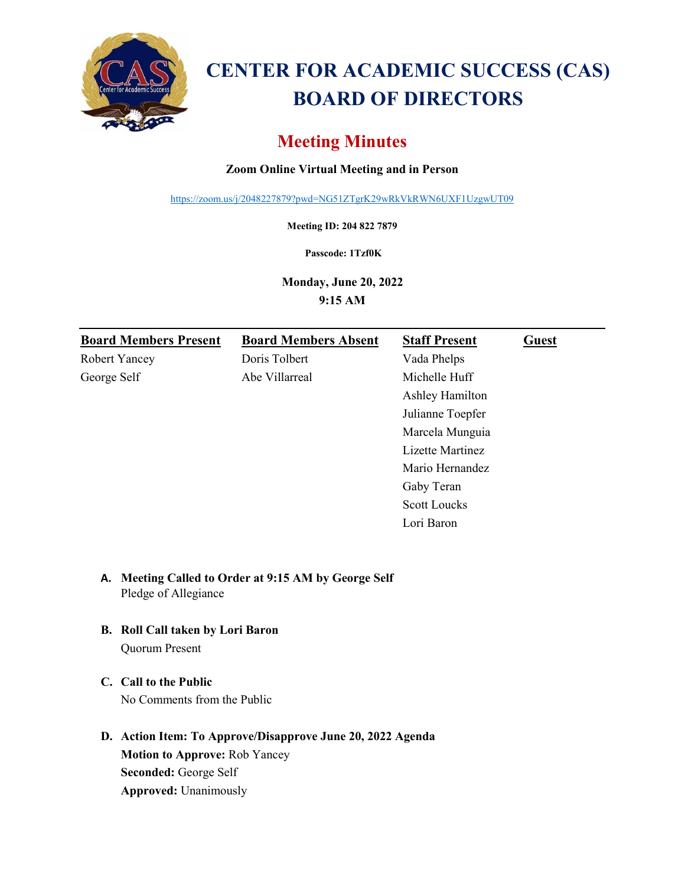# CENTER FOR ACADEMIC SUCCESS (CAS) BOARD OF DIRECTORS

## Meeting Minutes

**Zoom Online Virtual Meeting and in Person**

https://zoom.us/j/2048227879?pwd=NG51ZTgrK29wRkVkRWN6UXF1UzgwUT09

**Meeting ID: 204 822 7879**

**Passcode: 1Tzf0K**

**Monday, June 20, 2022**
**9:15 AM**

| Board Members Present | Board Members Absent | Staff Present | Guest |
|---|---|---|---|
| Robert Yancey | Doris Tolbert | Vada Phelps | |
| George Self | Abe Villarreal | Michelle Huff | |
| | | Ashley Hamilton | |
| | | Julianne Toepfer | |
| | | Marcela Munguia | |
| | | Lizette Martinez | |
| | | Mario Hernandez | |
| | | Gaby Teran | |
| | | Scott Loucks | |
| | | Lori Baron | |

**A. Meeting Called to Order at 9:15 AM by George Self**
Pledge of Allegiance

**B. Roll Call taken by Lori Baron**
Quorum Present

**C. Call to the Public**
No Comments from the Public

**D. Action Item: To Approve/Disapprove June 20, 2022 Agenda**
**Motion to Approve:** Rob Yancey
**Seconded:** George Self
**Approved:** Unanimously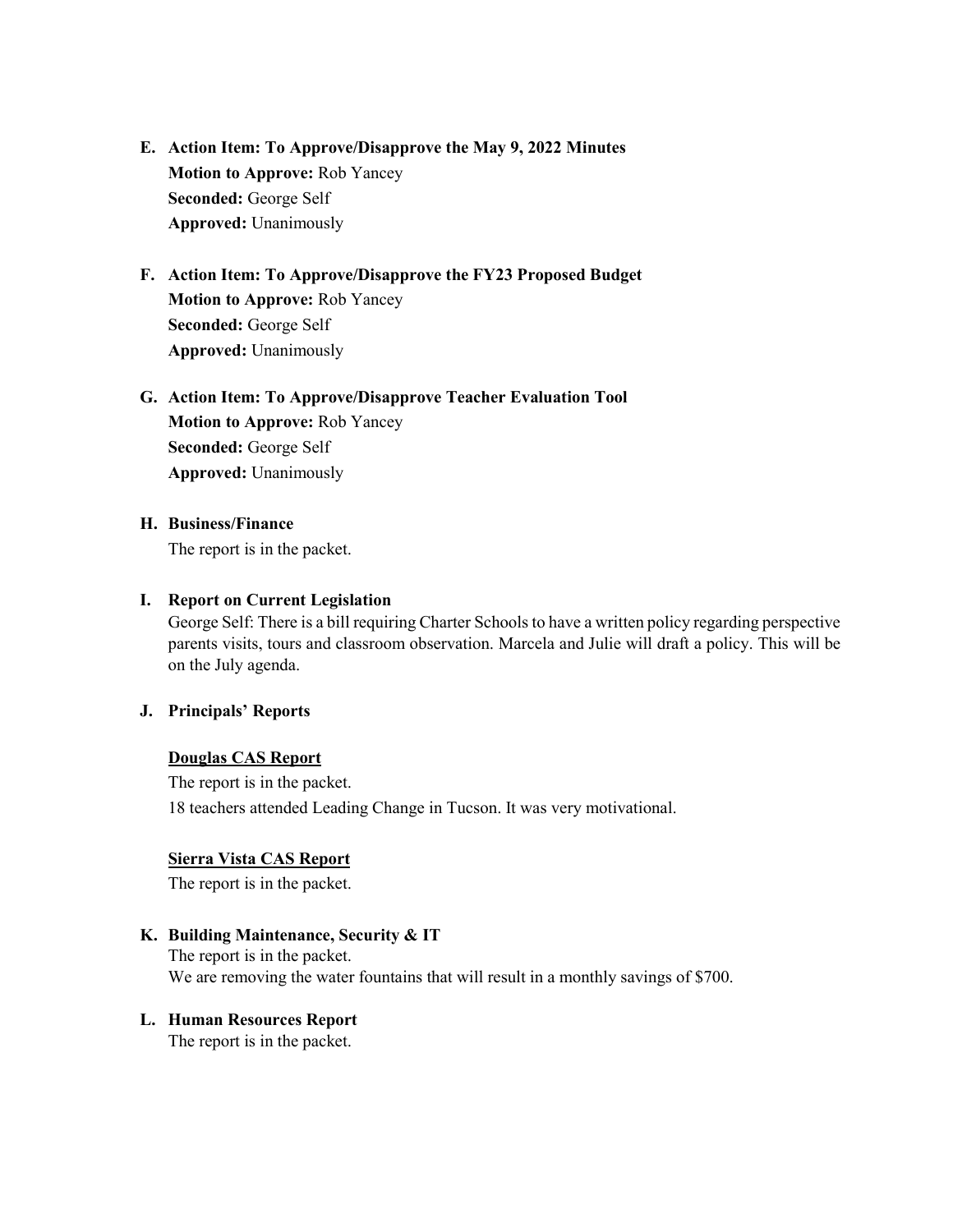**E. Action Item: To Approve/Disapprove the May 9, 2022 Minutes**
**Motion to Approve:** Rob Yancey
**Seconded:** George Self
**Approved:** Unanimously

**F. Action Item: To Approve/Disapprove the FY23 Proposed Budget**
**Motion to Approve:** Rob Yancey
**Seconded:** George Self
**Approved:** Unanimously

**G. Action Item: To Approve/Disapprove Teacher Evaluation Tool**
**Motion to Approve:** Rob Yancey
**Seconded:** George Self
**Approved:** Unanimously

**H. Business/Finance**
The report is in the packet.

**I. Report on Current Legislation**
George Self: There is a bill requiring Charter Schools to have a written policy regarding perspective parents visits, tours and classroom observation. Marcela and Julie will draft a policy. This will be on the July agenda.

**J. Principals' Reports**

**Douglas CAS Report**
The report is in the packet.
18 teachers attended Leading Change in Tucson. It was very motivational.

**Sierra Vista CAS Report**
The report is in the packet.

**K. Building Maintenance, Security & IT**
The report is in the packet.
We are removing the water fountains that will result in a monthly savings of $700.

**L. Human Resources Report**
The report is in the packet.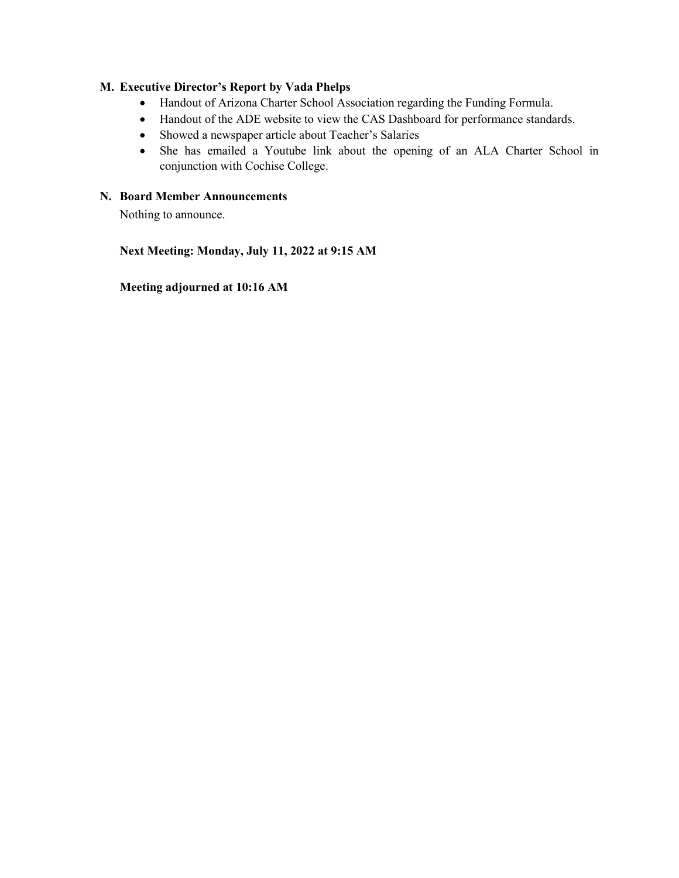## M. Executive Director's Report by Vada Phelps

- Handout of Arizona Charter School Association regarding the Funding Formula.
- Handout of the ADE website to view the CAS Dashboard for performance standards.
- Showed a newspaper article about Teacher's Salaries
- She has emailed a Youtube link about the opening of an ALA Charter School in conjunction with Cochise College.

## N. Board Member Announcements

Nothing to announce.

**Next Meeting: Monday, July 11, 2022 at 9:15 AM**

**Meeting adjourned at 10:16 AM**